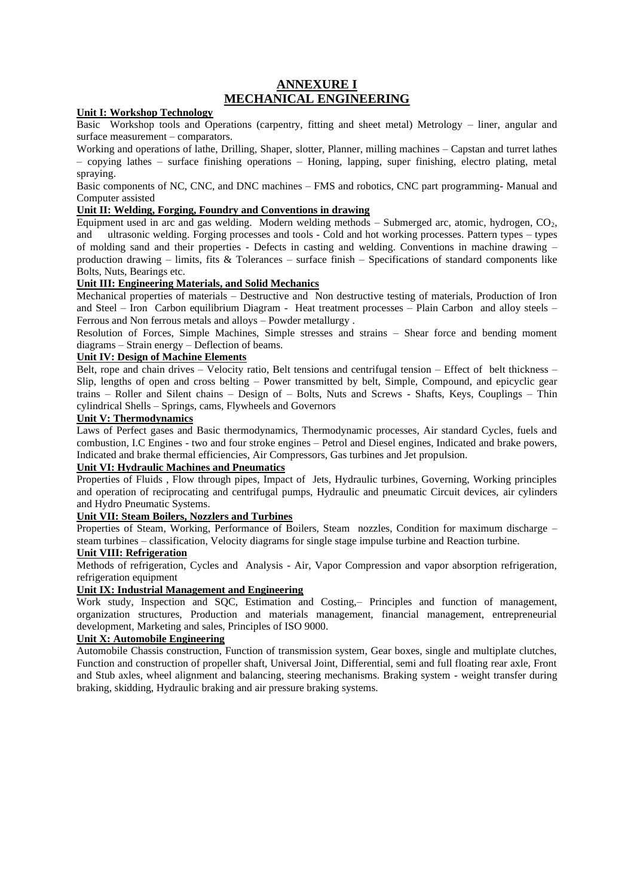# ANNEXURE I
# MECHANICAL ENGINEERING

**Unit I: Workshop Technology**

Basic Workshop tools and Operations (carpentry, fitting and sheet metal) Metrology – liner, angular and surface measurement – comparators.

Working and operations of lathe, Drilling, Shaper, slotter, Planner, milling machines – Capstan and turret lathes – copying lathes – surface finishing operations – Honing, lapping, super finishing, electro plating, metal spraying.

Basic components of NC, CNC, and DNC machines – FMS and robotics, CNC part programming- Manual and Computer assisted

**Unit II: Welding, Forging, Foundry and Conventions in drawing**

Equipment used in arc and gas welding. Modern welding methods – Submerged arc, atomic, hydrogen, $CO_2$, and ultrasonic welding. Forging processes and tools - Cold and hot working processes. Pattern types – types of molding sand and their properties - Defects in casting and welding. Conventions in machine drawing – production drawing – limits, fits & Tolerances – surface finish – Specifications of standard components like Bolts, Nuts, Bearings etc.

**Unit III: Engineering Materials, and Solid Mechanics**

Mechanical properties of materials – Destructive and Non destructive testing of materials, Production of Iron and Steel – Iron Carbon equilibrium Diagram - Heat treatment processes – Plain Carbon and alloy steels – Ferrous and Non ferrous metals and alloys – Powder metallurgy .

Resolution of Forces, Simple Machines, Simple stresses and strains – Shear force and bending moment diagrams – Strain energy – Deflection of beams.

**Unit IV: Design of Machine Elements**

Belt, rope and chain drives – Velocity ratio, Belt tensions and centrifugal tension – Effect of belt thickness – Slip, lengths of open and cross belting – Power transmitted by belt, Simple, Compound, and epicyclic gear trains – Roller and Silent chains – Design of – Bolts, Nuts and Screws - Shafts, Keys, Couplings – Thin cylindrical Shells – Springs, cams, Flywheels and Governors

**Unit V: Thermodynamics**

Laws of Perfect gases and Basic thermodynamics, Thermodynamic processes, Air standard Cycles, fuels and combustion, I.C Engines - two and four stroke engines – Petrol and Diesel engines, Indicated and brake powers, Indicated and brake thermal efficiencies, Air Compressors, Gas turbines and Jet propulsion.

**Unit VI: Hydraulic Machines and Pneumatics**

Properties of Fluids , Flow through pipes, Impact of Jets, Hydraulic turbines, Governing, Working principles and operation of reciprocating and centrifugal pumps, Hydraulic and pneumatic Circuit devices, air cylinders and Hydro Pneumatic Systems.

**Unit VII: Steam Boilers, Nozzlers and Turbines**

Properties of Steam, Working, Performance of Boilers, Steam nozzles, Condition for maximum discharge – steam turbines – classification, Velocity diagrams for single stage impulse turbine and Reaction turbine.

**Unit VIII: Refrigeration**

Methods of refrigeration, Cycles and Analysis - Air, Vapor Compression and vapor absorption refrigeration, refrigeration equipment

**Unit IX: Industrial Management and Engineering**

Work study, Inspection and SQC, Estimation and Costing,– Principles and function of management, organization structures, Production and materials management, financial management, entrepreneurial development, Marketing and sales, Principles of ISO 9000.

**Unit X: Automobile Engineering**

Automobile Chassis construction, Function of transmission system, Gear boxes, single and multiplate clutches, Function and construction of propeller shaft, Universal Joint, Differential, semi and full floating rear axle, Front and Stub axles, wheel alignment and balancing, steering mechanisms. Braking system - weight transfer during braking, skidding, Hydraulic braking and air pressure braking systems.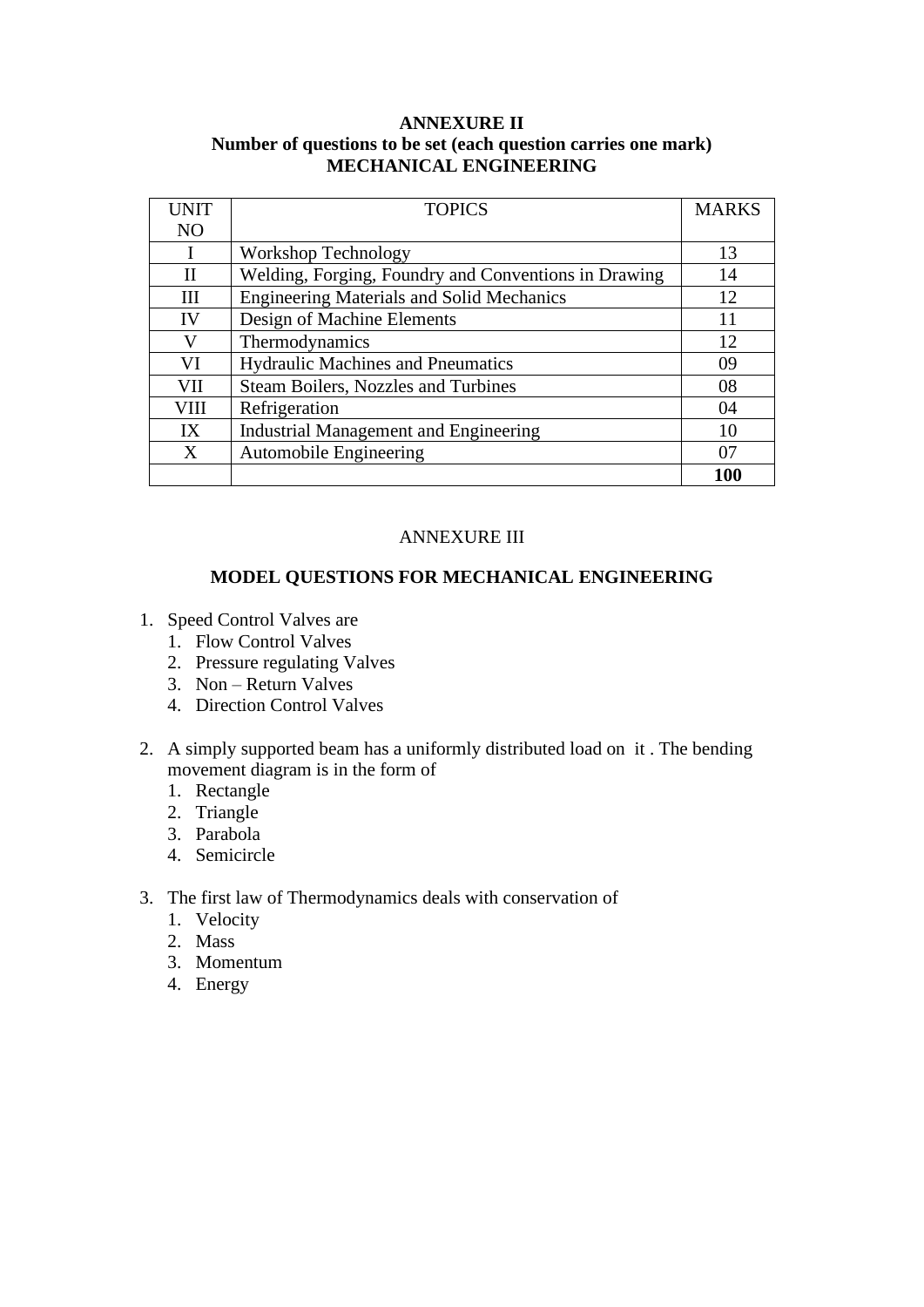**ANNEXURE II**

**Number of questions to be set (each question carries one mark)**

**MECHANICAL ENGINEERING**

| UNIT NO | TOPICS | MARKS |
| --- | --- | --- |
| I | Workshop Technology | 13 |
| II | Welding, Forging, Foundry and Conventions in Drawing | 14 |
| III | Engineering Materials and Solid Mechanics | 12 |
| IV | Design of Machine Elements | 11 |
| V | Thermodynamics | 12 |
| VI | Hydraulic Machines and Pneumatics | 09 |
| VII | Steam Boilers, Nozzles and Turbines | 08 |
| VIII | Refrigeration | 04 |
| IX | Industrial Management and Engineering | 10 |
| X | Automobile Engineering | 07 |
| | | **100** |

ANNEXURE III

**MODEL QUESTIONS FOR MECHANICAL ENGINEERING**

1. Speed Control Valves are
    1. Flow Control Valves
    2. Pressure regulating Valves
    3. Non – Return Valves
    4. Direction Control Valves

2. A simply supported beam has a uniformly distributed load on it . The bending movement diagram is in the form of
    1. Rectangle
    2. Triangle
    3. Parabola
    4. Semicircle

3. The first law of Thermodynamics deals with conservation of
    1. Velocity
    2. Mass
    3. Momentum
    4. Energy